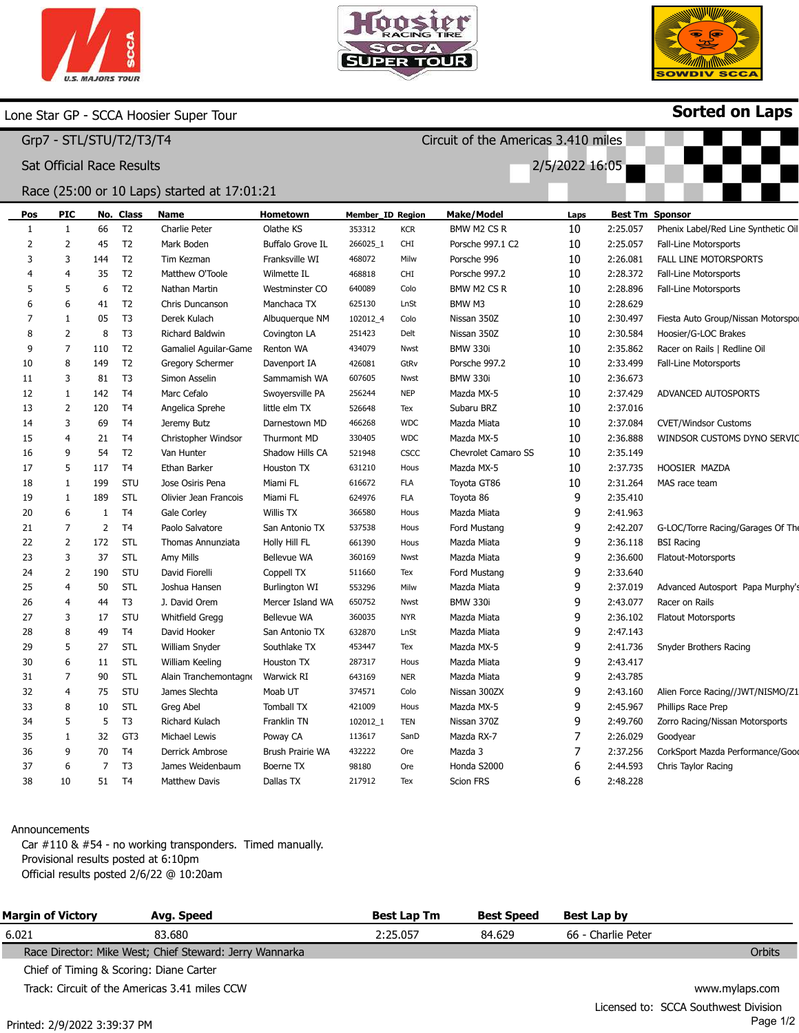# Lone Star GP - SCCA Hoosier Super Tour

**Sorted on Laps**

Grp7 - STL/STU/T2/T3/T4

Circuit of the Americas 3.410 miles

Sat Official Race Results

2/5/2022 16:05

Race (25:00 or 10 Laps) started at 17:01:21

| Pos | PIC | No. | Class | Name | Hometown | Member_ID | Region | Make/Model | Laps | Best Tm | Sponsor |
|---|---|---|---|---|---|---|---|---|---|---|---|
| 1 | 1 | 66 | T2 | Charlie Peter | Olathe KS | 353312 | KCR | BMW M2 CS R | 10 | 2:25.057 | Phenix Label/Red Line Synthetic Oil |
| 2 | 2 | 45 | T2 | Mark Boden | Buffalo Grove IL | 266025_1 | CHI | Porsche 997.1 C2 | 10 | 2:25.057 | Fall-Line Motorsports |
| 3 | 3 | 144 | T2 | Tim Kezman | Franksville WI | 468072 | Milw | Porsche 996 | 10 | 2:26.081 | FALL LINE MOTORSPORTS |
| 4 | 4 | 35 | T2 | Matthew O'Toole | Wilmette IL | 468818 | CHI | Porsche 997.2 | 10 | 2:28.372 | Fall-Line Motorsports |
| 5 | 5 | 6 | T2 | Nathan Martin | Westminster CO | 640089 | Colo | BMW M2 CS R | 10 | 2:28.896 | Fall-Line Motorsports |
| 6 | 6 | 41 | T2 | Chris Duncanson | Manchaca TX | 625130 | LnSt | BMW M3 | 10 | 2:28.629 | |
| 7 | 1 | 05 | T3 | Derek Kulach | Albuquerque NM | 102012_4 | Colo | Nissan 350Z | 10 | 2:30.497 | Fiesta Auto Group/Nissan Motorspo |
| 8 | 2 | 8 | T3 | Richard Baldwin | Covington LA | 251423 | Delt | Nissan 350Z | 10 | 2:30.584 | Hoosier/G-LOC Brakes |
| 9 | 7 | 110 | T2 | Gamaliel Aguilar-Game | Renton WA | 434079 | Nwst | BMW 330i | 10 | 2:35.862 | Racer on Rails \| Redline Oil |
| 10 | 8 | 149 | T2 | Gregory Schermer | Davenport IA | 426081 | GtRv | Porsche 997.2 | 10 | 2:33.499 | Fall-Line Motorsports |
| 11 | 3 | 81 | T3 | Simon Asselin | Sammamish WA | 607605 | Nwst | BMW 330i | 10 | 2:36.673 | |
| 12 | 1 | 142 | T4 | Marc Cefalo | Swoyersville PA | 256244 | NEP | Mazda MX-5 | 10 | 2:37.429 | ADVANCED AUTOSPORTS |
| 13 | 2 | 120 | T4 | Angelica Sprehe | little elm TX | 526648 | Tex | Subaru BRZ | 10 | 2:37.016 | |
| 14 | 3 | 69 | T4 | Jeremy Butz | Darnestown MD | 466268 | WDC | Mazda Miata | 10 | 2:37.084 | CVET/Windsor Customs |
| 15 | 4 | 21 | T4 | Christopher Windsor | Thurmont MD | 330405 | WDC | Mazda MX-5 | 10 | 2:36.888 | WINDSOR CUSTOMS DYNO SERVIC |
| 16 | 9 | 54 | T2 | Van Hunter | Shadow Hills CA | 521948 | CSCC | Chevrolet Camaro SS | 10 | 2:35.149 | |
| 17 | 5 | 117 | T4 | Ethan Barker | Houston TX | 631210 | Hous | Mazda MX-5 | 10 | 2:37.735 | HOOSIER MAZDA |
| 18 | 1 | 199 | STU | Jose Osiris Pena | Miami FL | 616672 | FLA | Toyota GT86 | 10 | 2:31.264 | MAS race team |
| 19 | 1 | 189 | STL | Olivier Jean Francois | Miami FL | 624976 | FLA | Toyota 86 | 9 | 2:35.410 | |
| 20 | 6 | 1 | T4 | Gale Corley | Willis TX | 366580 | Hous | Mazda Miata | 9 | 2:41.963 | |
| 21 | 7 | 2 | T4 | Paolo Salvatore | San Antonio TX | 537538 | Hous | Ford Mustang | 9 | 2:42.207 | G-LOC/Torre Racing/Garages Of Th |
| 22 | 2 | 172 | STL | Thomas Annunziata | Holly Hill FL | 661390 | Hous | Mazda Miata | 9 | 2:36.118 | BSI Racing |
| 23 | 3 | 37 | STL | Amy Mills | Bellevue WA | 360169 | Nwst | Mazda Miata | 9 | 2:36.600 | Flatout-Motorsports |
| 24 | 2 | 190 | STU | David Fiorelli | Coppell TX | 511660 | Tex | Ford Mustang | 9 | 2:33.640 | |
| 25 | 4 | 50 | STL | Joshua Hansen | Burlington WI | 553296 | Milw | Mazda Miata | 9 | 2:37.019 | Advanced Autosport Papa Murphy's |
| 26 | 4 | 44 | T3 | J. David Orem | Mercer Island WA | 650752 | Nwst | BMW 330i | 9 | 2:43.077 | Racer on Rails |
| 27 | 3 | 17 | STU | Whitfield Gregg | Bellevue WA | 360035 | NYR | Mazda Miata | 9 | 2:36.102 | Flatout Motorsports |
| 28 | 8 | 49 | T4 | David Hooker | San Antonio TX | 632870 | LnSt | Mazda Miata | 9 | 2:47.143 | |
| 29 | 5 | 27 | STL | William Snyder | Southlake TX | 453447 | Tex | Mazda MX-5 | 9 | 2:41.736 | Snyder Brothers Racing |
| 30 | 6 | 11 | STL | William Keeling | Houston TX | 287317 | Hous | Mazda Miata | 9 | 2:43.417 | |
| 31 | 7 | 90 | STL | Alain Tranchemontagne | Warwick RI | 643169 | NER | Mazda Miata | 9 | 2:43.785 | |
| 32 | 4 | 75 | STU | James Slechta | Moab UT | 374571 | Colo | Nissan 300ZX | 9 | 2:43.160 | Alien Force Racing//JWT/NISMO/Z1 |
| 33 | 8 | 10 | STL | Greg Abel | Tomball TX | 421009 | Hous | Mazda MX-5 | 9 | 2:45.967 | Phillips Race Prep |
| 34 | 5 | 5 | T3 | Richard Kulach | Franklin TN | 102012_1 | TEN | Nissan 370Z | 9 | 2:49.760 | Zorro Racing/Nissan Motorsports |
| 35 | 1 | 32 | GT3 | Michael Lewis | Poway CA | 113617 | SanD | Mazda RX-7 | 7 | 2:26.029 | Goodyear |
| 36 | 9 | 70 | T4 | Derrick Ambrose | Brush Prairie WA | 432222 | Ore | Mazda 3 | 7 | 2:37.256 | CorkSport Mazda Performance/Goo |
| 37 | 6 | 7 | T3 | James Weidenbaum | Boerne TX | 98180 | Ore | Honda S2000 | 6 | 2:44.593 | Chris Taylor Racing |
| 38 | 10 | 51 | T4 | Matthew Davis | Dallas TX | 217912 | Tex | Scion FRS | 6 | 2:48.228 | |

Announcements

Car #110 & #54 - no working transponders. Timed manually.
Provisional results posted at 6:10pm
Official results posted 2/6/22 @ 10:20am

| Margin of Victory | Avg. Speed | Best Lap Tm | Best Speed | Best Lap by |
|---|---|---|---|---|
| 6.021 | 83.680 | 2:25.057 | 84.629 | 66 - Charlie Peter |

Race Director: Mike West; Chief Steward: Jerry Wannarka

Orbits

Chief of Timing & Scoring: Diane Carter

Track: Circuit of the Americas 3.41 miles CCW

www.mylaps.com

Licensed to: SCCA Southwest Division

Printed: 2/9/2022 3:39:37 PM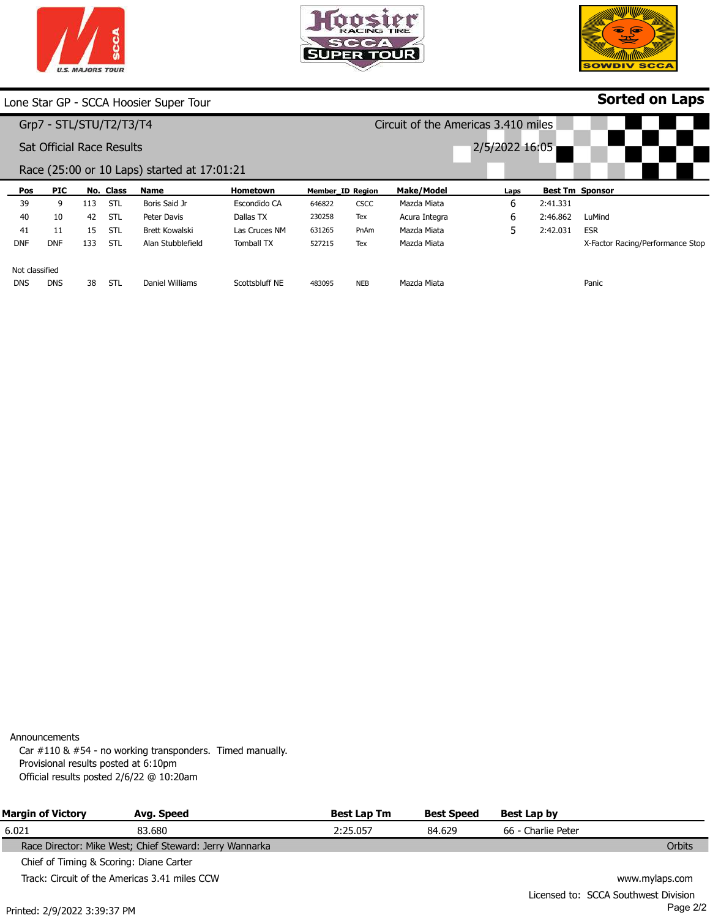Lone Star GP - SCCA Hoosier Super Tour

**Sorted on Laps**

Grp7 - STL/STU/T2/T3/T4

Circuit of the Americas 3.410 miles

Sat Official Race Results

2/5/2022 16:05

Race (25:00 or 10 Laps) started at 17:01:21

| Pos | PIC | No. | Class | Name | Hometown | Member_ID | Region | Make/Model | Laps | Best Tm | Sponsor |
|---|---|---|---|---|---|---|---|---|---|---|---|
| 39 | 9 | 113 | STL | Boris Said Jr | Escondido CA | 646822 | CSCC | Mazda Miata | 6 | 2:41.331 | |
| 40 | 10 | 42 | STL | Peter Davis | Dallas TX | 230258 | Tex | Acura Integra | 6 | 2:46.862 | LuMind |
| 41 | 11 | 15 | STL | Brett Kowalski | Las Cruces NM | 631265 | PnAm | Mazda Miata | 5 | 2:42.031 | ESR |
| DNF | DNF | 133 | STL | Alan Stubblefield | Tomball TX | 527215 | Tex | Mazda Miata | | | X-Factor Racing/Performance Stop |
| Not classified | | | | | | | | | | | |
| DNS | DNS | 38 | STL | Daniel Williams | Scottsbluff NE | 483095 | NEB | Mazda Miata | | | Panic |

Announcements

Car #110 & #54 - no working transponders. Timed manually.
Provisional results posted at 6:10pm
Official results posted 2/6/22 @ 10:20am

| Margin of Victory | Avg. Speed | Best Lap Tm | Best Speed | Best Lap by |
|---|---|---|---|---|
| 6.021 | 83.680 | 2:25.057 | 84.629 | 66 - Charlie Peter |

Race Director: Mike West; Chief Steward: Jerry Wannarka

Orbits

Chief of Timing & Scoring: Diane Carter

Track: Circuit of the Americas 3.41 miles CCW

www.mylaps.com

Licensed to: SCCA Southwest Division

Printed: 2/9/2022 3:39:37 PM